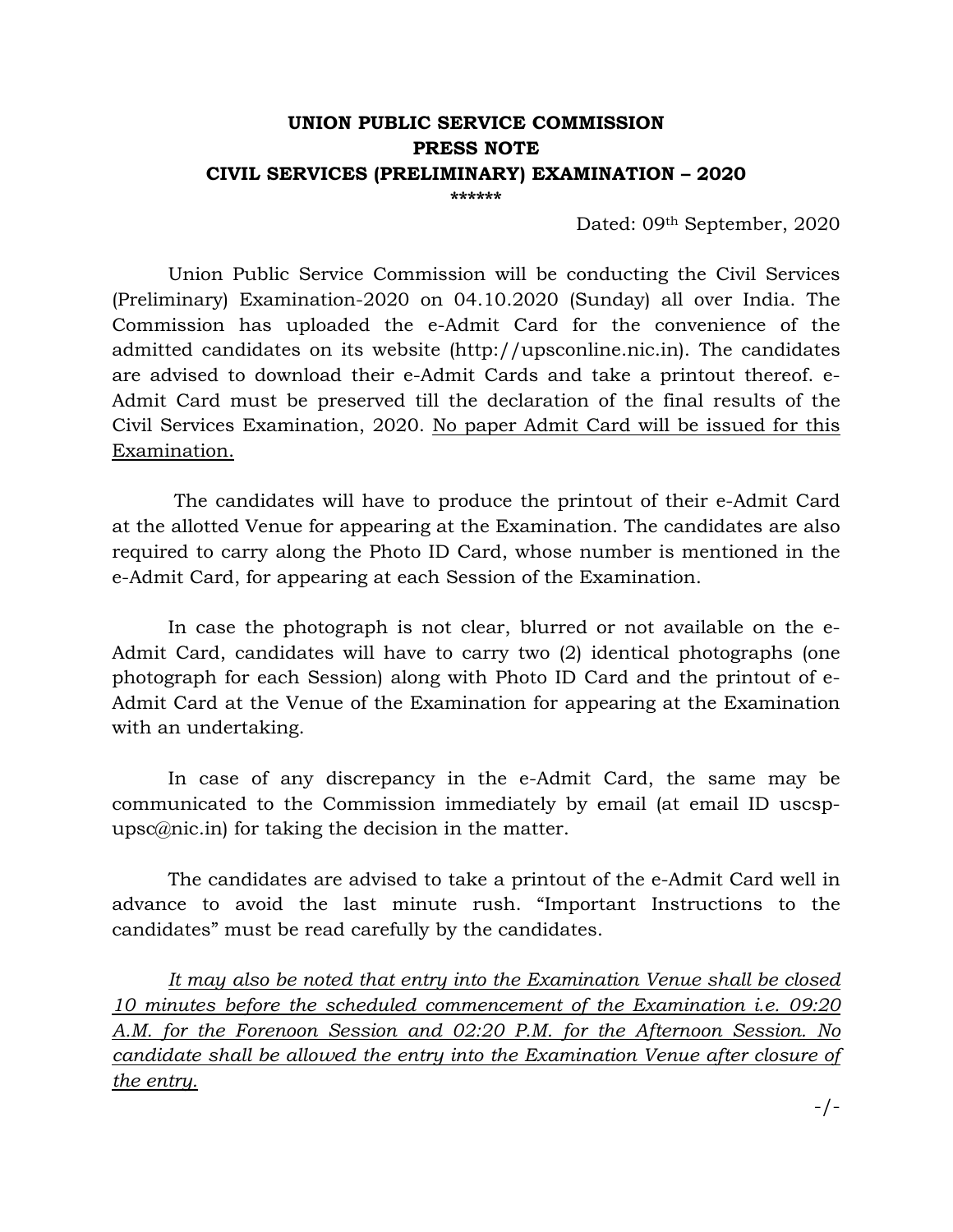**UNION PUBLIC SERVICE COMMISSION**

**PRESS NOTE**

**CIVIL SERVICES (PRELIMINARY) EXAMINATION – 2020**

**\*\*\*\*\*\***

Dated: 09th September, 2020

Union Public Service Commission will be conducting the Civil Services (Preliminary) Examination-2020 on 04.10.2020 (Sunday) all over India. The Commission has uploaded the e-Admit Card for the convenience of the admitted candidates on its website (http://upsconline.nic.in). The candidates are advised to download their e-Admit Cards and take a printout thereof. e-Admit Card must be preserved till the declaration of the final results of the Civil Services Examination, 2020. <u>No paper Admit Card will be issued for this Examination.</u>

The candidates will have to produce the printout of their e-Admit Card at the allotted Venue for appearing at the Examination. The candidates are also required to carry along the Photo ID Card, whose number is mentioned in the e-Admit Card, for appearing at each Session of the Examination.

In case the photograph is not clear, blurred or not available on the e-Admit Card, candidates will have to carry two (2) identical photographs (one photograph for each Session) along with Photo ID Card and the printout of e-Admit Card at the Venue of the Examination for appearing at the Examination with an undertaking.

In case of any discrepancy in the e-Admit Card, the same may be communicated to the Commission immediately by email (at email ID uscsp-upsc@nic.in) for taking the decision in the matter.

The candidates are advised to take a printout of the e-Admit Card well in advance to avoid the last minute rush. "Important Instructions to the candidates" must be read carefully by the candidates.

<u>*It may also be noted that entry into the Examination Venue shall be closed 10 minutes before the scheduled commencement of the Examination i.e. 09:20 A.M. for the Forenoon Session and 02:20 P.M. for the Afternoon Session. No candidate shall be allowed the entry into the Examination Venue after closure of the entry.*</u>

-/-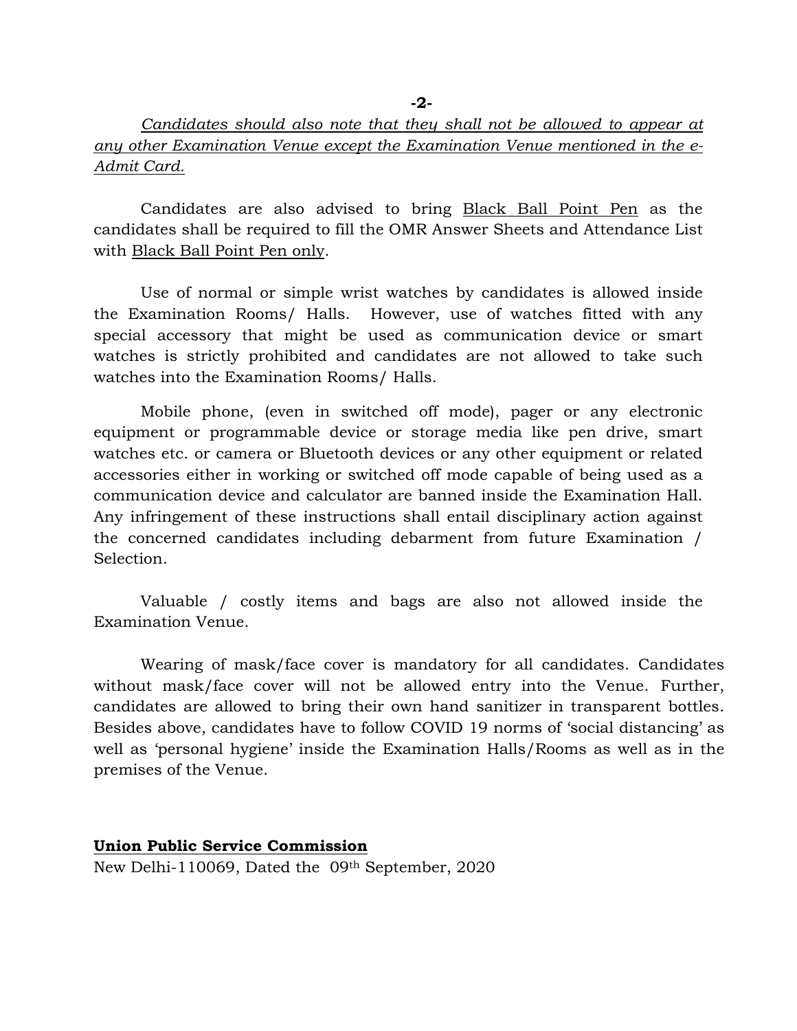*Candidates should also note that they shall not be allowed to appear at any other Examination Venue except the Examination Venue mentioned in the e-Admit Card.*

Candidates are also advised to bring Black Ball Point Pen as the candidates shall be required to fill the OMR Answer Sheets and Attendance List with Black Ball Point Pen only.

Use of normal or simple wrist watches by candidates is allowed inside the Examination Rooms/ Halls. However, use of watches fitted with any special accessory that might be used as communication device or smart watches is strictly prohibited and candidates are not allowed to take such watches into the Examination Rooms/ Halls.

Mobile phone, (even in switched off mode), pager or any electronic equipment or programmable device or storage media like pen drive, smart watches etc. or camera or Bluetooth devices or any other equipment or related accessories either in working or switched off mode capable of being used as a communication device and calculator are banned inside the Examination Hall. Any infringement of these instructions shall entail disciplinary action against the concerned candidates including debarment from future Examination / Selection.

Valuable / costly items and bags are also not allowed inside the Examination Venue.

Wearing of mask/face cover is mandatory for all candidates. Candidates without mask/face cover will not be allowed entry into the Venue. Further, candidates are allowed to bring their own hand sanitizer in transparent bottles. Besides above, candidates have to follow COVID 19 norms of 'social distancing' as well as 'personal hygiene' inside the Examination Halls/Rooms as well as in the premises of the Venue.

**Union Public Service Commission**

New Delhi-110069, Dated the 09th September, 2020